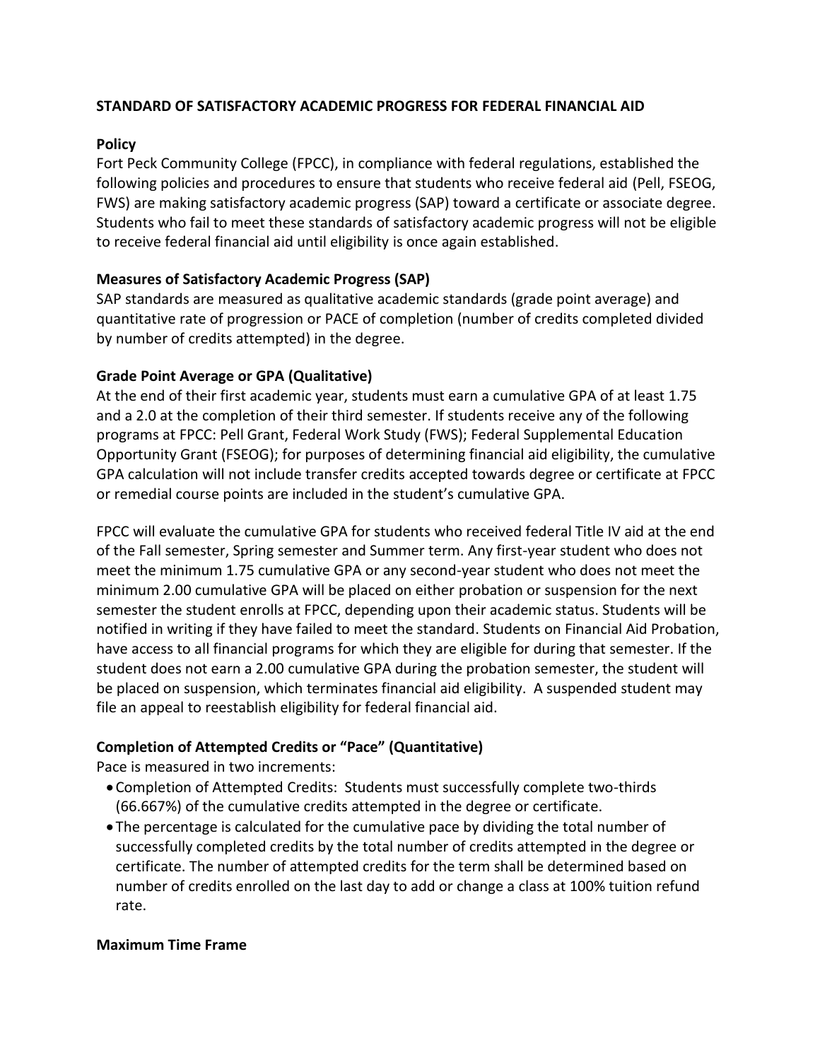## STANDARD OF SATISFACTORY ACADEMIC PROGRESS FOR FEDERAL FINANCIAL AID

### Policy

Fort Peck Community College (FPCC), in compliance with federal regulations, established the following policies and procedures to ensure that students who receive federal aid (Pell, FSEOG, FWS) are making satisfactory academic progress (SAP) toward a certificate or associate degree. Students who fail to meet these standards of satisfactory academic progress will not be eligible to receive federal financial aid until eligibility is once again established.

### Measures of Satisfactory Academic Progress (SAP)

SAP standards are measured as qualitative academic standards (grade point average) and quantitative rate of progression or PACE of completion (number of credits completed divided by number of credits attempted) in the degree.

### Grade Point Average or GPA (Qualitative)

At the end of their first academic year, students must earn a cumulative GPA of at least 1.75 and a 2.0 at the completion of their third semester. If students receive any of the following programs at FPCC: Pell Grant, Federal Work Study (FWS); Federal Supplemental Education Opportunity Grant (FSEOG); for purposes of determining financial aid eligibility, the cumulative GPA calculation will not include transfer credits accepted towards degree or certificate at FPCC or remedial course points are included in the student's cumulative GPA.

FPCC will evaluate the cumulative GPA for students who received federal Title IV aid at the end of the Fall semester, Spring semester and Summer term. Any first-year student who does not meet the minimum 1.75 cumulative GPA or any second-year student who does not meet the minimum 2.00 cumulative GPA will be placed on either probation or suspension for the next semester the student enrolls at FPCC, depending upon their academic status. Students will be notified in writing if they have failed to meet the standard. Students on Financial Aid Probation, have access to all financial programs for which they are eligible for during that semester. If the student does not earn a 2.00 cumulative GPA during the probation semester, the student will be placed on suspension, which terminates financial aid eligibility. A suspended student may file an appeal to reestablish eligibility for federal financial aid.

### Completion of Attempted Credits or "Pace" (Quantitative)

Pace is measured in two increments:

- Completion of Attempted Credits: Students must successfully complete two-thirds (66.667%) of the cumulative credits attempted in the degree or certificate.
- The percentage is calculated for the cumulative pace by dividing the total number of successfully completed credits by the total number of credits attempted in the degree or certificate. The number of attempted credits for the term shall be determined based on number of credits enrolled on the last day to add or change a class at 100% tuition refund rate.

### Maximum Time Frame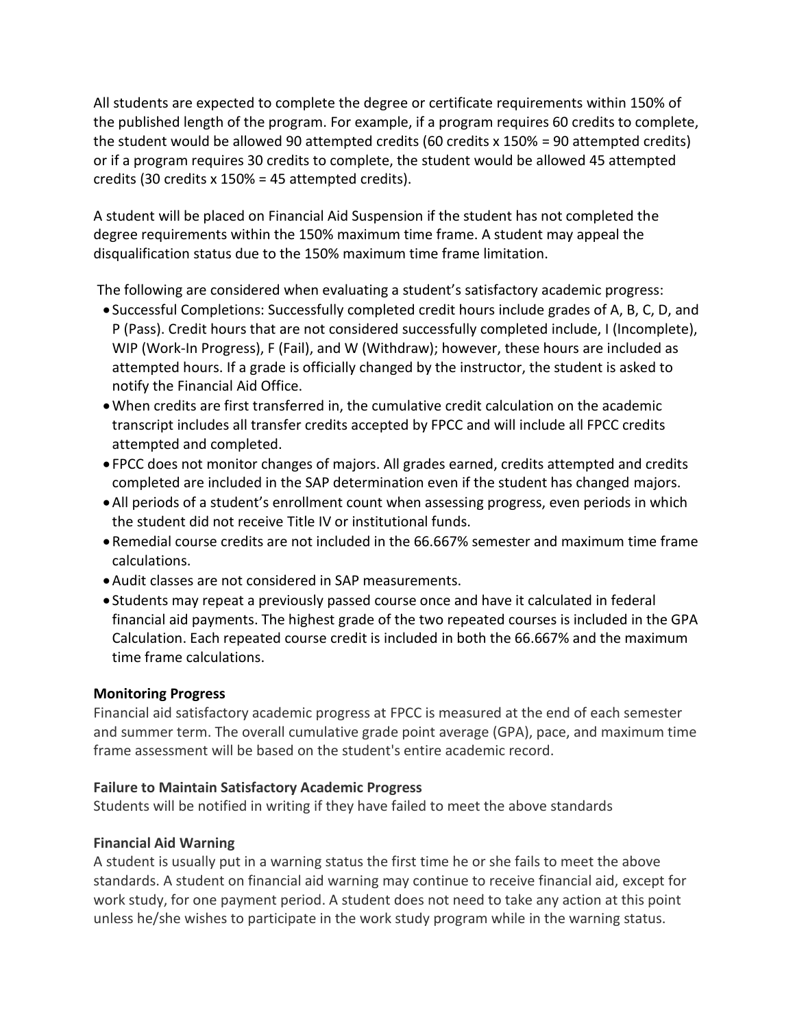All students are expected to complete the degree or certificate requirements within 150% of the published length of the program. For example, if a program requires 60 credits to complete, the student would be allowed 90 attempted credits (60 credits x 150% = 90 attempted credits) or if a program requires 30 credits to complete, the student would be allowed 45 attempted credits (30 credits x 150% = 45 attempted credits).

A student will be placed on Financial Aid Suspension if the student has not completed the degree requirements within the 150% maximum time frame. A student may appeal the disqualification status due to the 150% maximum time frame limitation.

The following are considered when evaluating a student's satisfactory academic progress:

- Successful Completions: Successfully completed credit hours include grades of A, B, C, D, and P (Pass). Credit hours that are not considered successfully completed include, I (Incomplete), WIP (Work-In Progress), F (Fail), and W (Withdraw); however, these hours are included as attempted hours. If a grade is officially changed by the instructor, the student is asked to notify the Financial Aid Office.
- When credits are first transferred in, the cumulative credit calculation on the academic transcript includes all transfer credits accepted by FPCC and will include all FPCC credits attempted and completed.
- FPCC does not monitor changes of majors. All grades earned, credits attempted and credits completed are included in the SAP determination even if the student has changed majors.
- All periods of a student's enrollment count when assessing progress, even periods in which the student did not receive Title IV or institutional funds.
- Remedial course credits are not included in the 66.667% semester and maximum time frame calculations.
- Audit classes are not considered in SAP measurements.
- Students may repeat a previously passed course once and have it calculated in federal financial aid payments. The highest grade of the two repeated courses is included in the GPA Calculation. Each repeated course credit is included in both the 66.667% and the maximum time frame calculations.

**Monitoring Progress**

Financial aid satisfactory academic progress at FPCC is measured at the end of each semester and summer term. The overall cumulative grade point average (GPA), pace, and maximum time frame assessment will be based on the student's entire academic record.

**Failure to Maintain Satisfactory Academic Progress**

Students will be notified in writing if they have failed to meet the above standards

**Financial Aid Warning**

A student is usually put in a warning status the first time he or she fails to meet the above standards. A student on financial aid warning may continue to receive financial aid, except for work study, for one payment period. A student does not need to take any action at this point unless he/she wishes to participate in the work study program while in the warning status.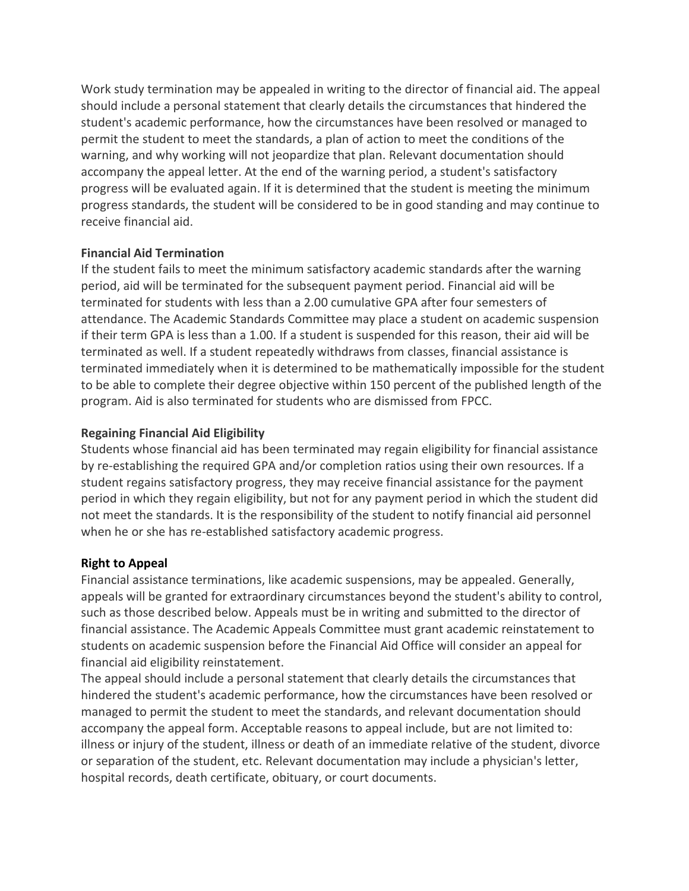Work study termination may be appealed in writing to the director of financial aid. The appeal should include a personal statement that clearly details the circumstances that hindered the student's academic performance, how the circumstances have been resolved or managed to permit the student to meet the standards, a plan of action to meet the conditions of the warning, and why working will not jeopardize that plan. Relevant documentation should accompany the appeal letter. At the end of the warning period, a student's satisfactory progress will be evaluated again. If it is determined that the student is meeting the minimum progress standards, the student will be considered to be in good standing and may continue to receive financial aid.

**Financial Aid Termination**

If the student fails to meet the minimum satisfactory academic standards after the warning period, aid will be terminated for the subsequent payment period. Financial aid will be terminated for students with less than a 2.00 cumulative GPA after four semesters of attendance. The Academic Standards Committee may place a student on academic suspension if their term GPA is less than a 1.00. If a student is suspended for this reason, their aid will be terminated as well. If a student repeatedly withdraws from classes, financial assistance is terminated immediately when it is determined to be mathematically impossible for the student to be able to complete their degree objective within 150 percent of the published length of the program. Aid is also terminated for students who are dismissed from FPCC.

**Regaining Financial Aid Eligibility**

Students whose financial aid has been terminated may regain eligibility for financial assistance by re-establishing the required GPA and/or completion ratios using their own resources. If a student regains satisfactory progress, they may receive financial assistance for the payment period in which they regain eligibility, but not for any payment period in which the student did not meet the standards. It is the responsibility of the student to notify financial aid personnel when he or she has re-established satisfactory academic progress.

**Right to Appeal**

Financial assistance terminations, like academic suspensions, may be appealed. Generally, appeals will be granted for extraordinary circumstances beyond the student's ability to control, such as those described below. Appeals must be in writing and submitted to the director of financial assistance. The Academic Appeals Committee must grant academic reinstatement to students on academic suspension before the Financial Aid Office will consider an appeal for financial aid eligibility reinstatement.

The appeal should include a personal statement that clearly details the circumstances that hindered the student's academic performance, how the circumstances have been resolved or managed to permit the student to meet the standards, and relevant documentation should accompany the appeal form. Acceptable reasons to appeal include, but are not limited to: illness or injury of the student, illness or death of an immediate relative of the student, divorce or separation of the student, etc. Relevant documentation may include a physician's letter, hospital records, death certificate, obituary, or court documents.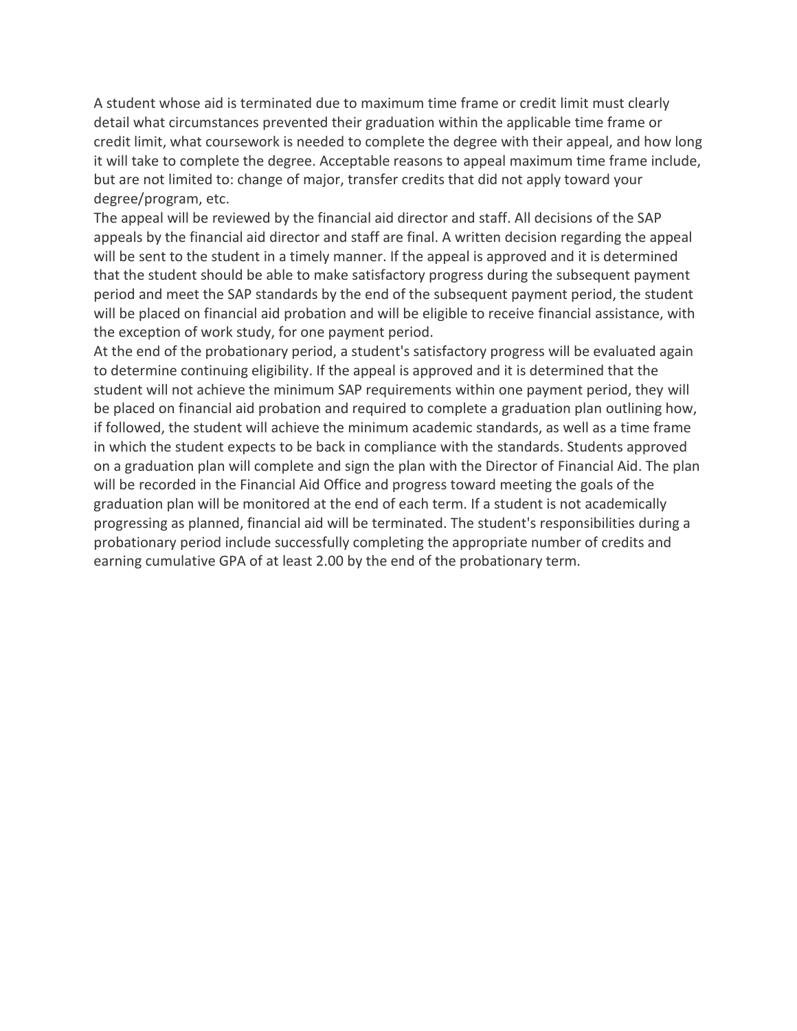A student whose aid is terminated due to maximum time frame or credit limit must clearly detail what circumstances prevented their graduation within the applicable time frame or credit limit, what coursework is needed to complete the degree with their appeal, and how long it will take to complete the degree. Acceptable reasons to appeal maximum time frame include, but are not limited to: change of major, transfer credits that did not apply toward your degree/program, etc.

The appeal will be reviewed by the financial aid director and staff. All decisions of the SAP appeals by the financial aid director and staff are final. A written decision regarding the appeal will be sent to the student in a timely manner. If the appeal is approved and it is determined that the student should be able to make satisfactory progress during the subsequent payment period and meet the SAP standards by the end of the subsequent payment period, the student will be placed on financial aid probation and will be eligible to receive financial assistance, with the exception of work study, for one payment period.

At the end of the probationary period, a student's satisfactory progress will be evaluated again to determine continuing eligibility. If the appeal is approved and it is determined that the student will not achieve the minimum SAP requirements within one payment period, they will be placed on financial aid probation and required to complete a graduation plan outlining how, if followed, the student will achieve the minimum academic standards, as well as a time frame in which the student expects to be back in compliance with the standards. Students approved on a graduation plan will complete and sign the plan with the Director of Financial Aid. The plan will be recorded in the Financial Aid Office and progress toward meeting the goals of the graduation plan will be monitored at the end of each term. If a student is not academically progressing as planned, financial aid will be terminated. The student's responsibilities during a probationary period include successfully completing the appropriate number of credits and earning cumulative GPA of at least 2.00 by the end of the probationary term.